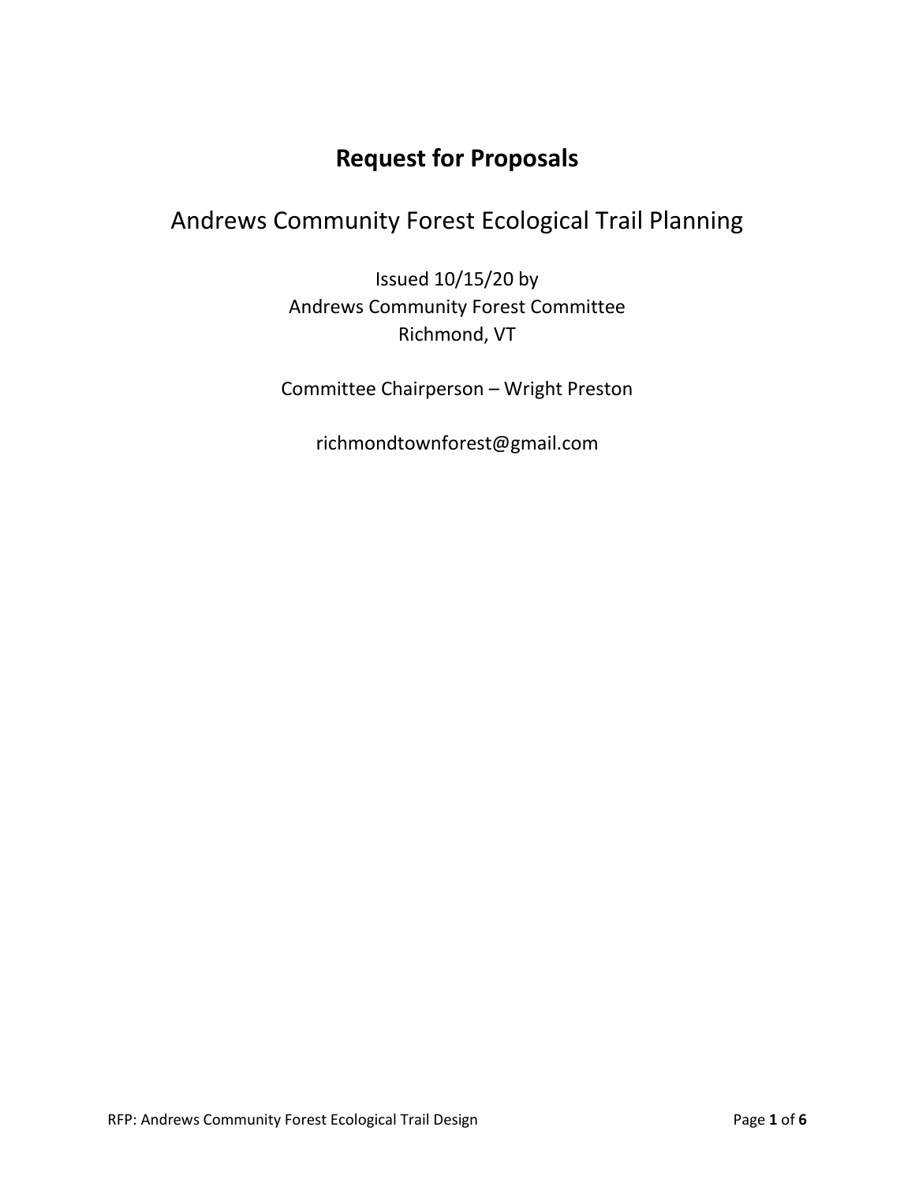# Request for Proposals

## Andrews Community Forest Ecological Trail Planning

Issued 10/15/20 by
Andrews Community Forest Committee
Richmond, VT

Committee Chairperson – Wright Preston

richmondtownforest@gmail.com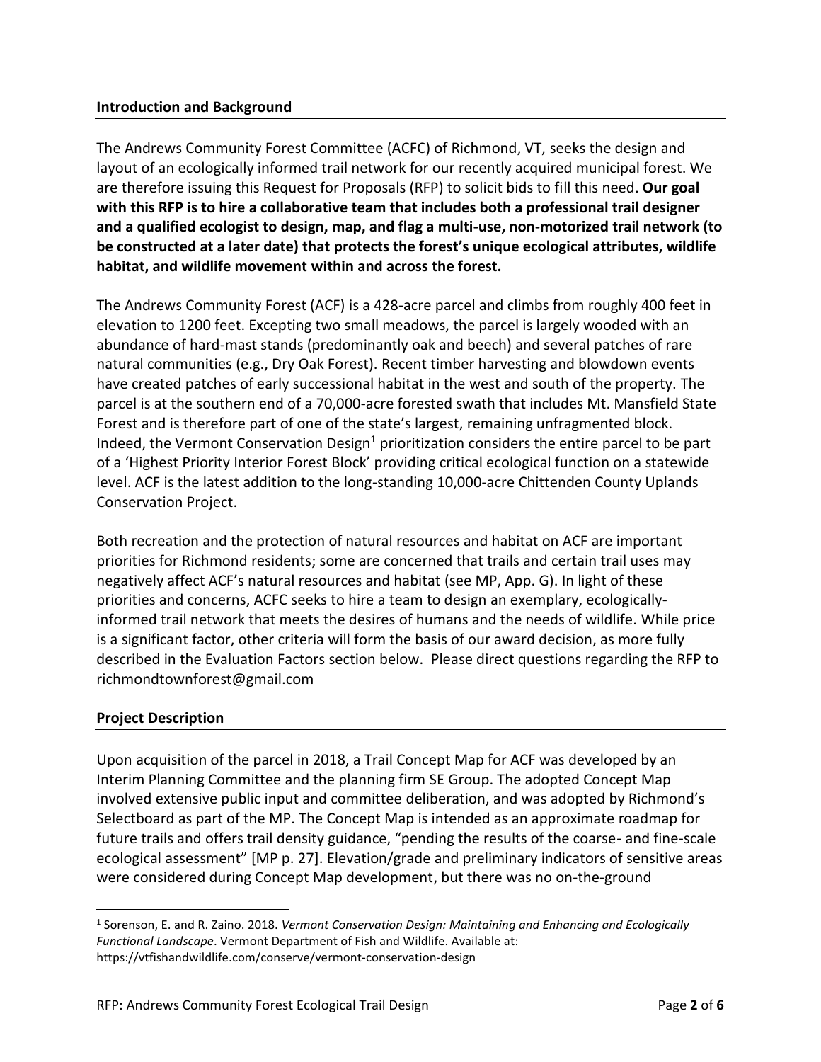## Introduction and Background

The Andrews Community Forest Committee (ACFC) of Richmond, VT, seeks the design and layout of an ecologically informed trail network for our recently acquired municipal forest. We are therefore issuing this Request for Proposals (RFP) to solicit bids to fill this need. **Our goal with this RFP is to hire a collaborative team that includes both a professional trail designer and a qualified ecologist to design, map, and flag a multi-use, non-motorized trail network (to be constructed at a later date) that protects the forest's unique ecological attributes, wildlife habitat, and wildlife movement within and across the forest.**

The Andrews Community Forest (ACF) is a 428-acre parcel and climbs from roughly 400 feet in elevation to 1200 feet. Excepting two small meadows, the parcel is largely wooded with an abundance of hard-mast stands (predominantly oak and beech) and several patches of rare natural communities (e.g., Dry Oak Forest). Recent timber harvesting and blowdown events have created patches of early successional habitat in the west and south of the property. The parcel is at the southern end of a 70,000-acre forested swath that includes Mt. Mansfield State Forest and is therefore part of one of the state's largest, remaining unfragmented block. Indeed, the Vermont Conservation Design[1] prioritization considers the entire parcel to be part of a 'Highest Priority Interior Forest Block' providing critical ecological function on a statewide level. ACF is the latest addition to the long-standing 10,000-acre Chittenden County Uplands Conservation Project.

Both recreation and the protection of natural resources and habitat on ACF are important priorities for Richmond residents; some are concerned that trails and certain trail uses may negatively affect ACF's natural resources and habitat (see MP, App. G). In light of these priorities and concerns, ACFC seeks to hire a team to design an exemplary, ecologically-informed trail network that meets the desires of humans and the needs of wildlife. While price is a significant factor, other criteria will form the basis of our award decision, as more fully described in the Evaluation Factors section below. Please direct questions regarding the RFP to richmondtownforest@gmail.com

## Project Description

Upon acquisition of the parcel in 2018, a Trail Concept Map for ACF was developed by an Interim Planning Committee and the planning firm SE Group. The adopted Concept Map involved extensive public input and committee deliberation, and was adopted by Richmond's Selectboard as part of the MP. The Concept Map is intended as an approximate roadmap for future trails and offers trail density guidance, "pending the results of the coarse- and fine-scale ecological assessment" [MP p. 27]. Elevation/grade and preliminary indicators of sensitive areas were considered during Concept Map development, but there was no on-the-ground

---

[1] Sorenson, E. and R. Zaino. 2018. *Vermont Conservation Design: Maintaining and Enhancing and Ecologically Functional Landscape*. Vermont Department of Fish and Wildlife. Available at: https://vtfishandwildlife.com/conserve/vermont-conservation-design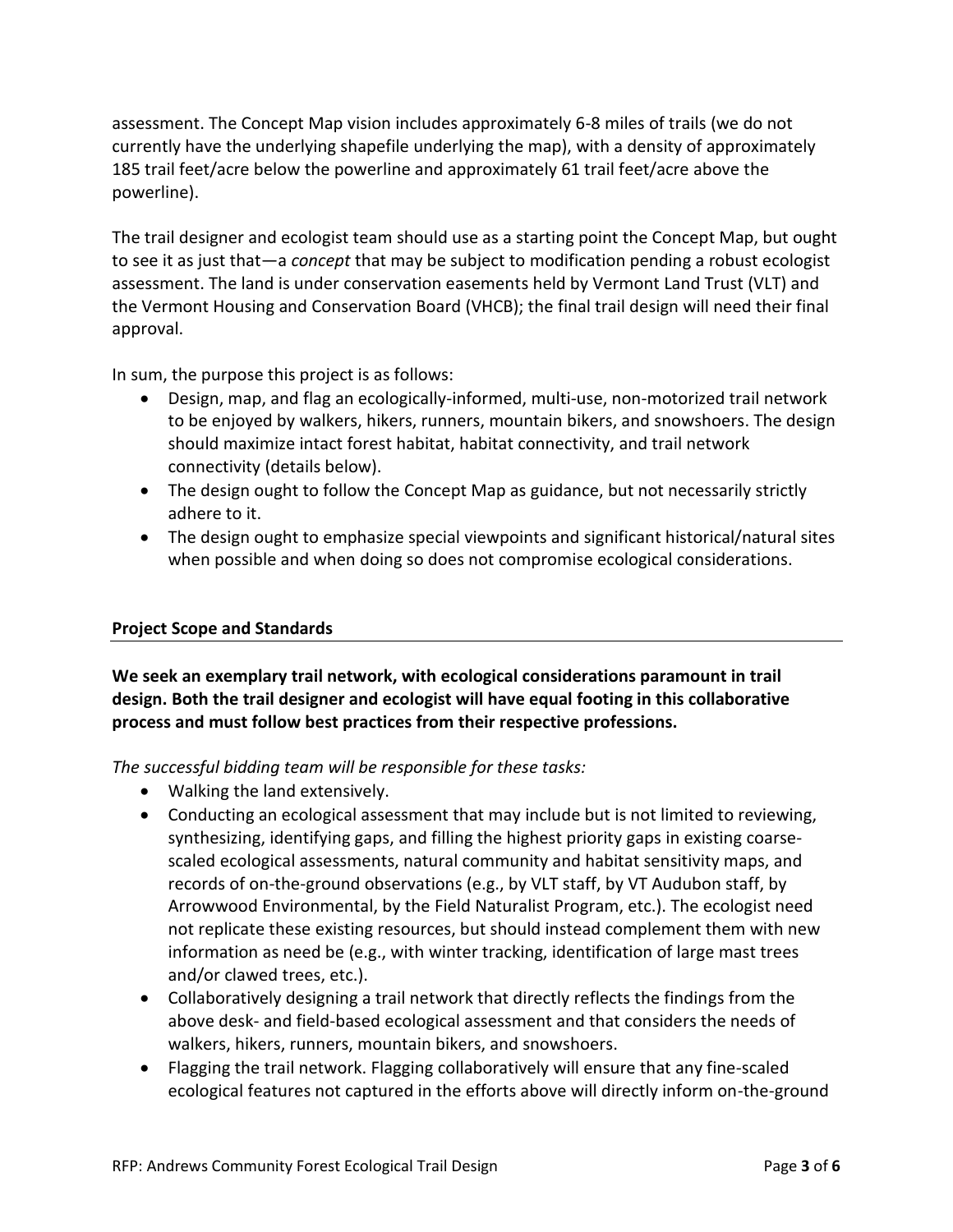assessment. The Concept Map vision includes approximately 6-8 miles of trails (we do not currently have the underlying shapefile underlying the map), with a density of approximately 185 trail feet/acre below the powerline and approximately 61 trail feet/acre above the powerline).

The trail designer and ecologist team should use as a starting point the Concept Map, but ought to see it as just that—a *concept* that may be subject to modification pending a robust ecologist assessment. The land is under conservation easements held by Vermont Land Trust (VLT) and the Vermont Housing and Conservation Board (VHCB); the final trail design will need their final approval.

In sum, the purpose this project is as follows:

- Design, map, and flag an ecologically-informed, multi-use, non-motorized trail network to be enjoyed by walkers, hikers, runners, mountain bikers, and snowshoers. The design should maximize intact forest habitat, habitat connectivity, and trail network connectivity (details below).
- The design ought to follow the Concept Map as guidance, but not necessarily strictly adhere to it.
- The design ought to emphasize special viewpoints and significant historical/natural sites when possible and when doing so does not compromise ecological considerations.

## Project Scope and Standards

**We seek an exemplary trail network, with ecological considerations paramount in trail design. Both the trail designer and ecologist will have equal footing in this collaborative process and must follow best practices from their respective professions.**

*The successful bidding team will be responsible for these tasks:*

- Walking the land extensively.
- Conducting an ecological assessment that may include but is not limited to reviewing, synthesizing, identifying gaps, and filling the highest priority gaps in existing coarse-scaled ecological assessments, natural community and habitat sensitivity maps, and records of on-the-ground observations (e.g., by VLT staff, by VT Audubon staff, by Arrowwood Environmental, by the Field Naturalist Program, etc.). The ecologist need not replicate these existing resources, but should instead complement them with new information as need be (e.g., with winter tracking, identification of large mast trees and/or clawed trees, etc.).
- Collaboratively designing a trail network that directly reflects the findings from the above desk- and field-based ecological assessment and that considers the needs of walkers, hikers, runners, mountain bikers, and snowshoers.
- Flagging the trail network. Flagging collaboratively will ensure that any fine-scaled ecological features not captured in the efforts above will directly inform on-the-ground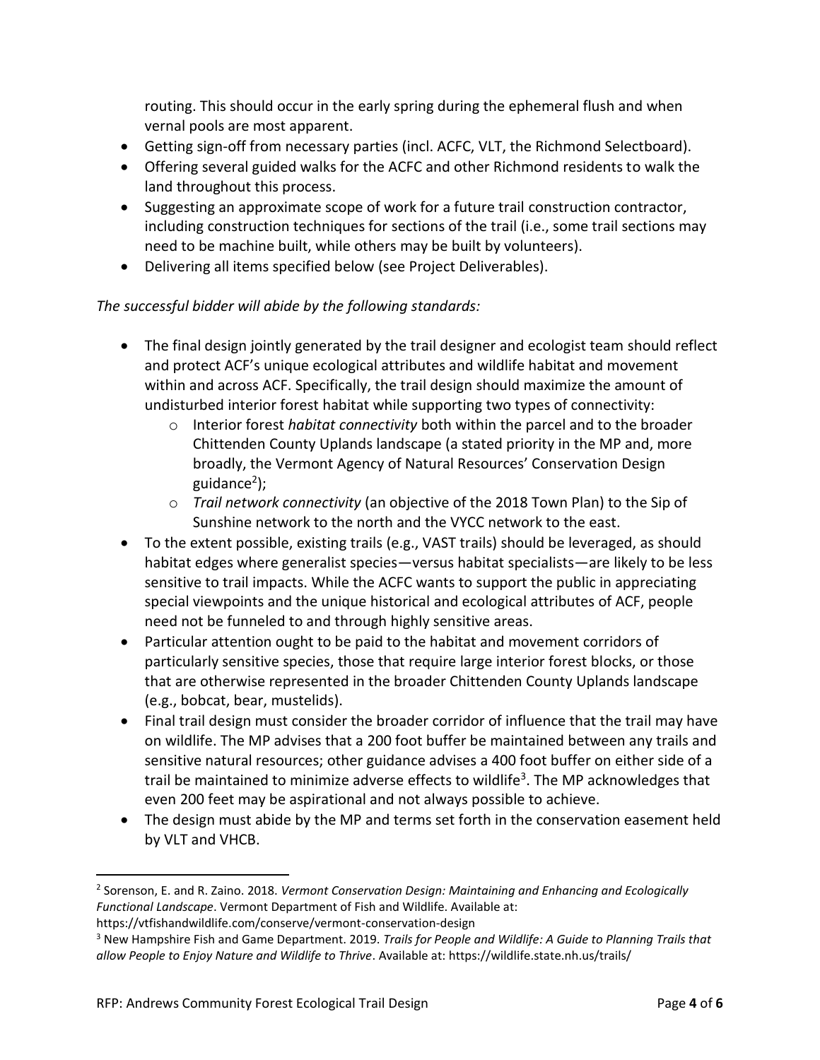routing. This should occur in the early spring during the ephemeral flush and when vernal pools are most apparent.

- Getting sign-off from necessary parties (incl. ACFC, VLT, the Richmond Selectboard).
- Offering several guided walks for the ACFC and other Richmond residents to walk the land throughout this process.
- Suggesting an approximate scope of work for a future trail construction contractor, including construction techniques for sections of the trail (i.e., some trail sections may need to be machine built, while others may be built by volunteers).
- Delivering all items specified below (see Project Deliverables).

*The successful bidder will abide by the following standards:*

- The final design jointly generated by the trail designer and ecologist team should reflect and protect ACF's unique ecological attributes and wildlife habitat and movement within and across ACF. Specifically, the trail design should maximize the amount of undisturbed interior forest habitat while supporting two types of connectivity:
  - Interior forest *habitat connectivity* both within the parcel and to the broader Chittenden County Uplands landscape (a stated priority in the MP and, more broadly, the Vermont Agency of Natural Resources' Conservation Design guidance[2]);
  - *Trail network connectivity* (an objective of the 2018 Town Plan) to the Sip of Sunshine network to the north and the VYCC network to the east.
- To the extent possible, existing trails (e.g., VAST trails) should be leveraged, as should habitat edges where generalist species—versus habitat specialists—are likely to be less sensitive to trail impacts. While the ACFC wants to support the public in appreciating special viewpoints and the unique historical and ecological attributes of ACF, people need not be funneled to and through highly sensitive areas.
- Particular attention ought to be paid to the habitat and movement corridors of particularly sensitive species, those that require large interior forest blocks, or those that are otherwise represented in the broader Chittenden County Uplands landscape (e.g., bobcat, bear, mustelids).
- Final trail design must consider the broader corridor of influence that the trail may have on wildlife. The MP advises that a 200 foot buffer be maintained between any trails and sensitive natural resources; other guidance advises a 400 foot buffer on either side of a trail be maintained to minimize adverse effects to wildlife[3]. The MP acknowledges that even 200 feet may be aspirational and not always possible to achieve.
- The design must abide by the MP and terms set forth in the conservation easement held by VLT and VHCB.

---

[2] Sorenson, E. and R. Zaino. 2018. *Vermont Conservation Design: Maintaining and Enhancing and Ecologically Functional Landscape*. Vermont Department of Fish and Wildlife. Available at: https://vtfishandwildlife.com/conserve/vermont-conservation-design

[3] New Hampshire Fish and Game Department. 2019. *Trails for People and Wildlife: A Guide to Planning Trails that allow People to Enjoy Nature and Wildlife to Thrive*. Available at: https://wildlife.state.nh.us/trails/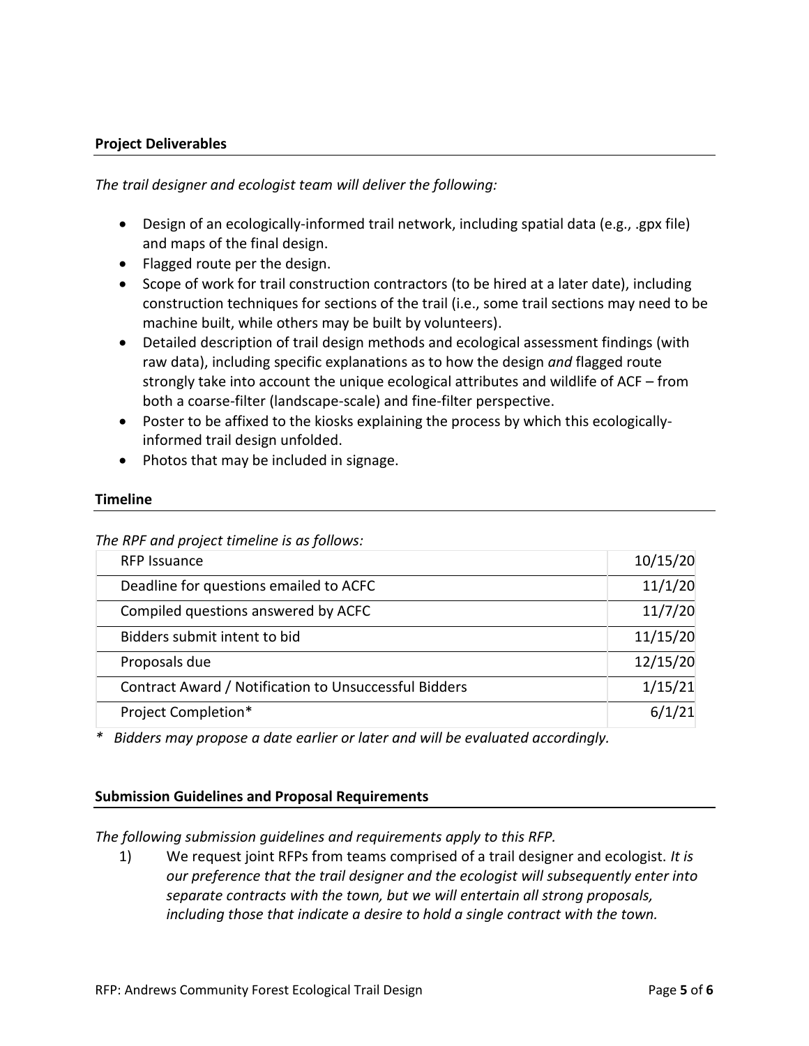## Project Deliverables

*The trail designer and ecologist team will deliver the following:*

- Design of an ecologically-informed trail network, including spatial data (e.g., .gpx file) and maps of the final design.
- Flagged route per the design.
- Scope of work for trail construction contractors (to be hired at a later date), including construction techniques for sections of the trail (i.e., some trail sections may need to be machine built, while others may be built by volunteers).
- Detailed description of trail design methods and ecological assessment findings (with raw data), including specific explanations as to how the design *and* flagged route strongly take into account the unique ecological attributes and wildlife of ACF – from both a coarse-filter (landscape-scale) and fine-filter perspective.
- Poster to be affixed to the kiosks explaining the process by which this ecologically-informed trail design unfolded.
- Photos that may be included in signage.

## Timeline

*The RPF and project timeline is as follows:*

| | |
|---|---|
| RFP Issuance | 10/15/20 |
| Deadline for questions emailed to ACFC | 11/1/20 |
| Compiled questions answered by ACFC | 11/7/20 |
| Bidders submit intent to bid | 11/15/20 |
| Proposals due | 12/15/20 |
| Contract Award / Notification to Unsuccessful Bidders | 1/15/21 |
| Project Completion* | 6/1/21 |

*\* Bidders may propose a date earlier or later and will be evaluated accordingly.*

## Submission Guidelines and Proposal Requirements

*The following submission guidelines and requirements apply to this RFP.*

1) We request joint RFPs from teams comprised of a trail designer and ecologist. *It is our preference that the trail designer and the ecologist will subsequently enter into separate contracts with the town, but we will entertain all strong proposals, including those that indicate a desire to hold a single contract with the town.*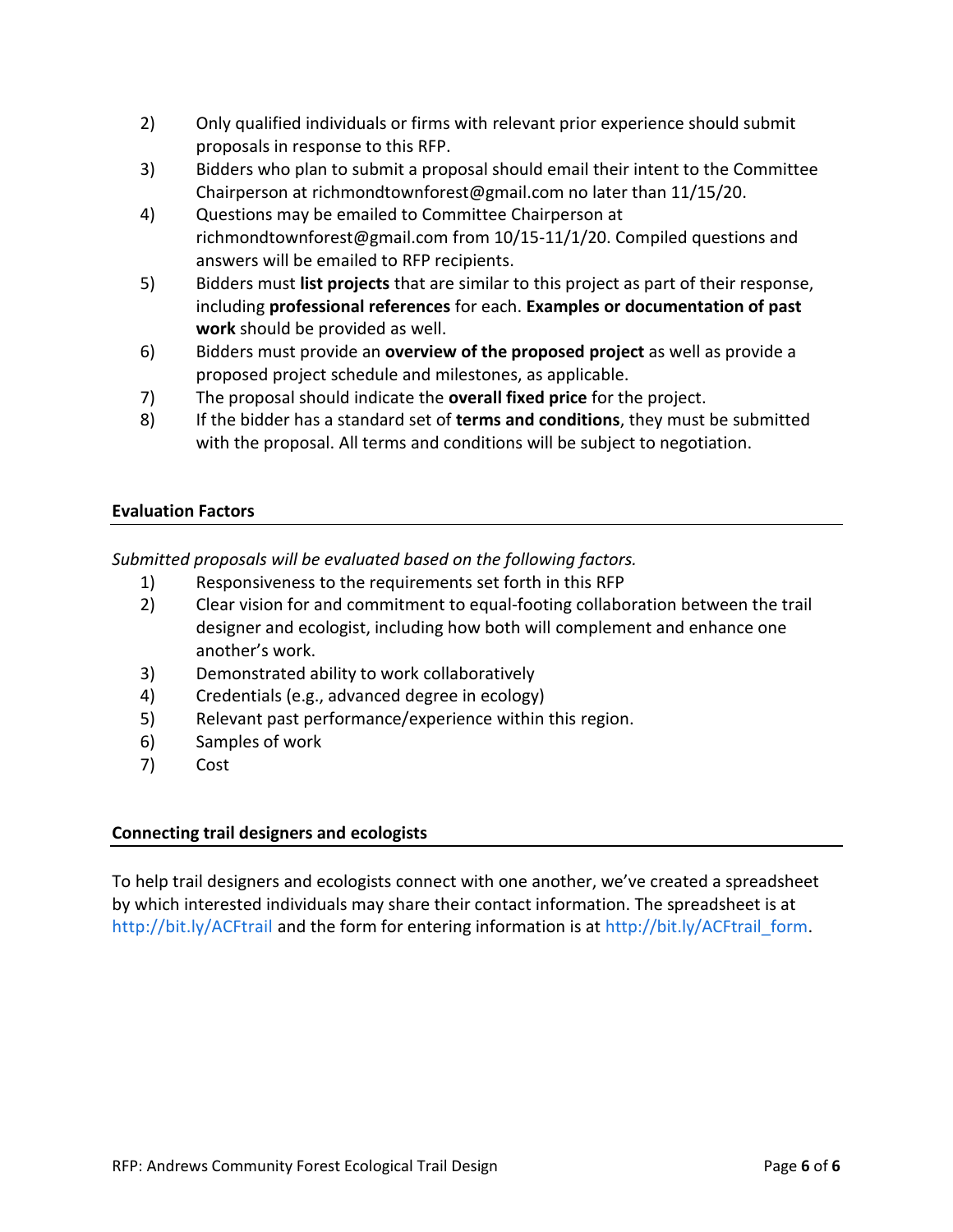2) Only qualified individuals or firms with relevant prior experience should submit proposals in response to this RFP.
3) Bidders who plan to submit a proposal should email their intent to the Committee Chairperson at richmondtownforest@gmail.com no later than 11/15/20.
4) Questions may be emailed to Committee Chairperson at richmondtownforest@gmail.com from 10/15-11/1/20. Compiled questions and answers will be emailed to RFP recipients.
5) Bidders must **list projects** that are similar to this project as part of their response, including **professional references** for each. **Examples or documentation of past work** should be provided as well.
6) Bidders must provide an **overview of the proposed project** as well as provide a proposed project schedule and milestones, as applicable.
7) The proposal should indicate the **overall fixed price** for the project.
8) If the bidder has a standard set of **terms and conditions**, they must be submitted with the proposal. All terms and conditions will be subject to negotiation.

## Evaluation Factors

*Submitted proposals will be evaluated based on the following factors.*

1) Responsiveness to the requirements set forth in this RFP
2) Clear vision for and commitment to equal-footing collaboration between the trail designer and ecologist, including how both will complement and enhance one another's work.
3) Demonstrated ability to work collaboratively
4) Credentials (e.g., advanced degree in ecology)
5) Relevant past performance/experience within this region.
6) Samples of work
7) Cost

## Connecting trail designers and ecologists

To help trail designers and ecologists connect with one another, we've created a spreadsheet by which interested individuals may share their contact information. The spreadsheet is at http://bit.ly/ACFtrail and the form for entering information is at http://bit.ly/ACFtrail_form.